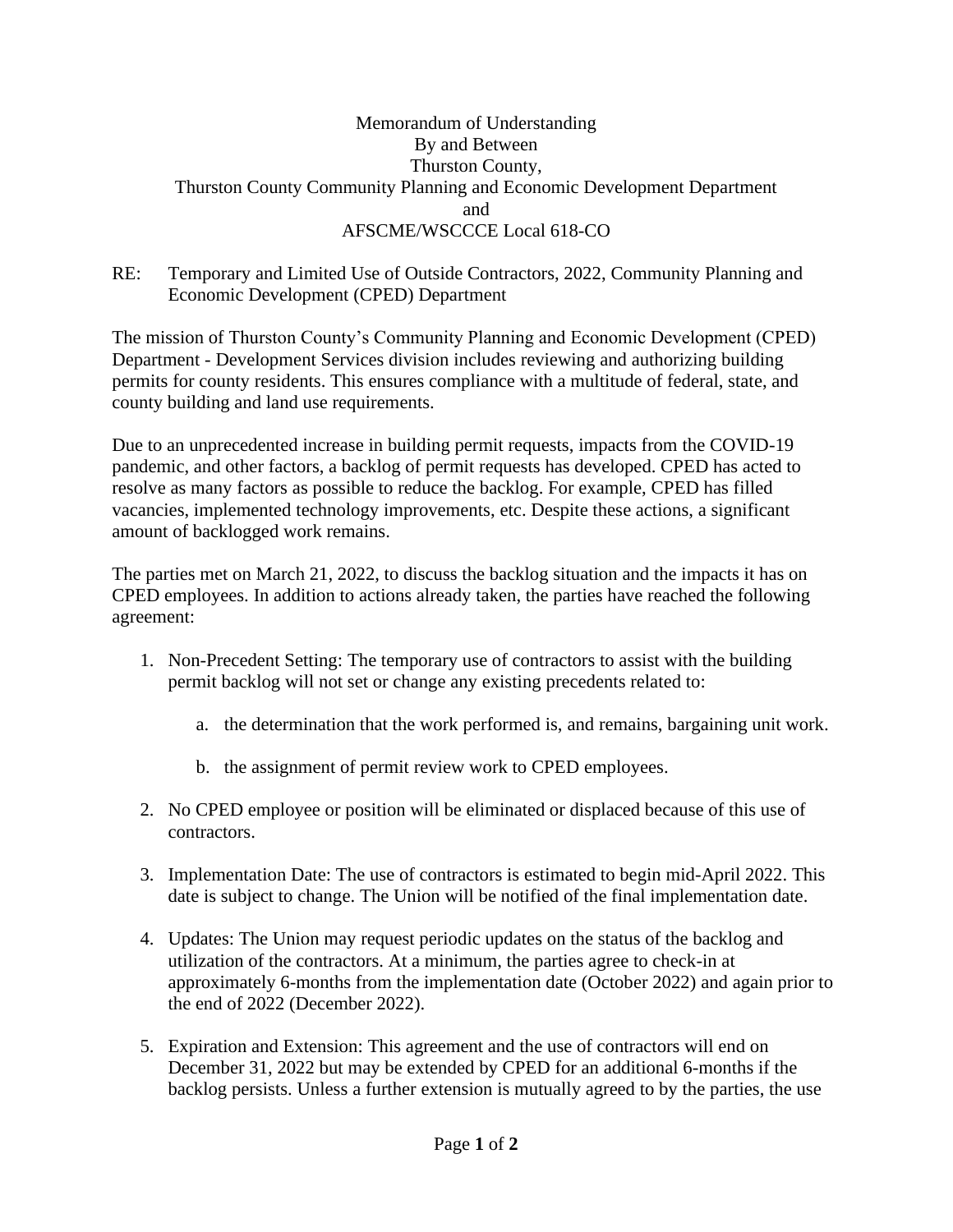Memorandum of Understanding
By and Between
Thurston County,
Thurston County Community Planning and Economic Development Department
and
AFSCME/WSCCCE Local 618-CO

RE: Temporary and Limited Use of Outside Contractors, 2022, Community Planning and Economic Development (CPED) Department

The mission of Thurston County's Community Planning and Economic Development (CPED) Department - Development Services division includes reviewing and authorizing building permits for county residents. This ensures compliance with a multitude of federal, state, and county building and land use requirements.

Due to an unprecedented increase in building permit requests, impacts from the COVID-19 pandemic, and other factors, a backlog of permit requests has developed. CPED has acted to resolve as many factors as possible to reduce the backlog. For example, CPED has filled vacancies, implemented technology improvements, etc. Despite these actions, a significant amount of backlogged work remains.

The parties met on March 21, 2022, to discuss the backlog situation and the impacts it has on CPED employees. In addition to actions already taken, the parties have reached the following agreement:

1. Non-Precedent Setting: The temporary use of contractors to assist with the building permit backlog will not set or change any existing precedents related to:

    a. the determination that the work performed is, and remains, bargaining unit work.

    b. the assignment of permit review work to CPED employees.

2. No CPED employee or position will be eliminated or displaced because of this use of contractors.

3. Implementation Date: The use of contractors is estimated to begin mid-April 2022. This date is subject to change. The Union will be notified of the final implementation date.

4. Updates: The Union may request periodic updates on the status of the backlog and utilization of the contractors. At a minimum, the parties agree to check-in at approximately 6-months from the implementation date (October 2022) and again prior to the end of 2022 (December 2022).

5. Expiration and Extension: This agreement and the use of contractors will end on December 31, 2022 but may be extended by CPED for an additional 6-months if the backlog persists. Unless a further extension is mutually agreed to by the parties, the use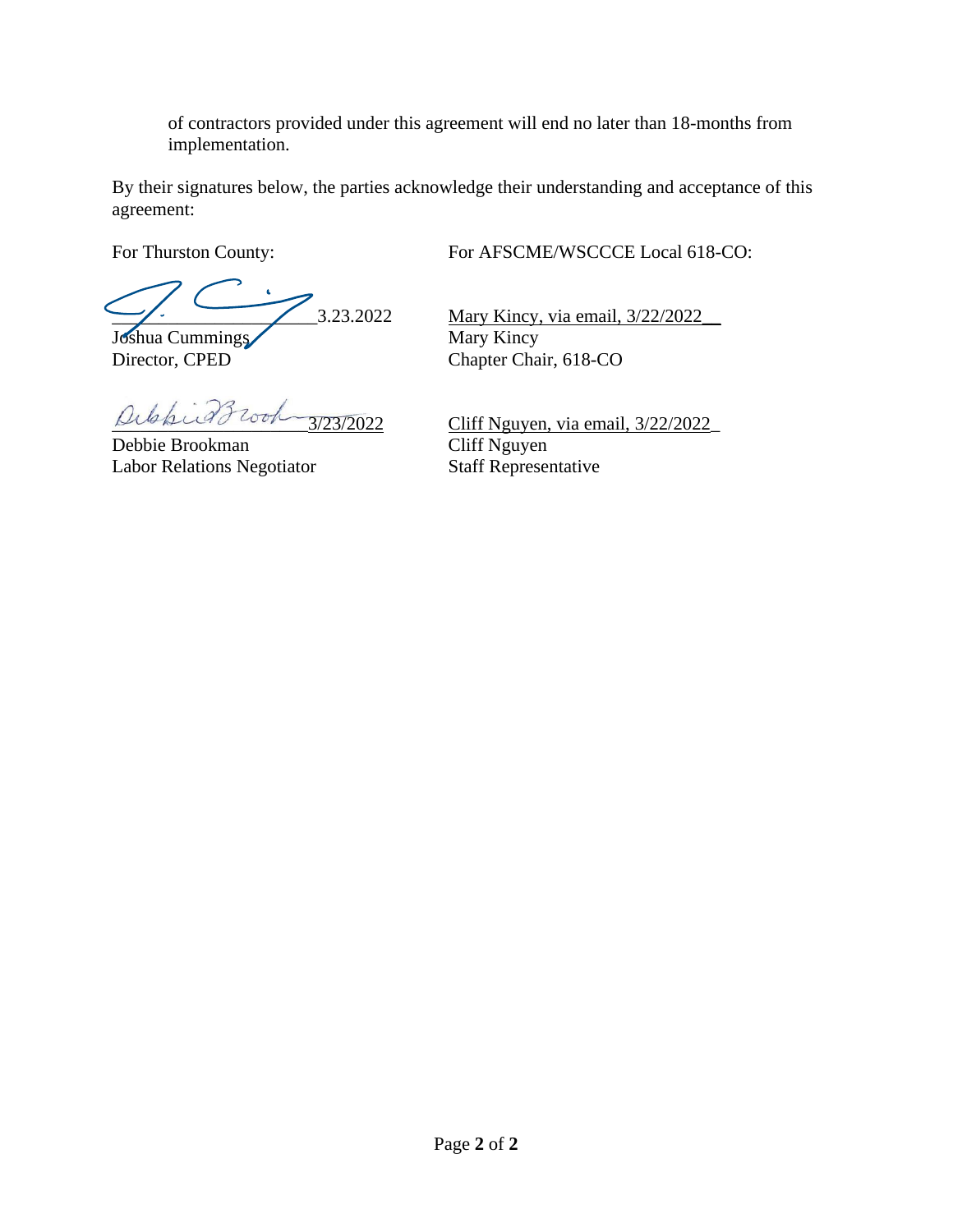of contractors provided under this agreement will end no later than 18-months from implementation.

By their signatures below, the parties acknowledge their understanding and acceptance of this agreement:

| | |
|---|---|
| For Thurston County: | For AFSCME/WSCCCE Local 618-CO: |
| 3.23.2022 | Mary Kincy, via email, 3/22/2022 |
| Joshua Cummings | Mary Kincy |
| Director, CPED | Chapter Chair, 618-CO |
| 3/23/2022 | Cliff Nguyen, via email, 3/22/2022 |
| Debbie Brookman | Cliff Nguyen |
| Labor Relations Negotiator | Staff Representative |